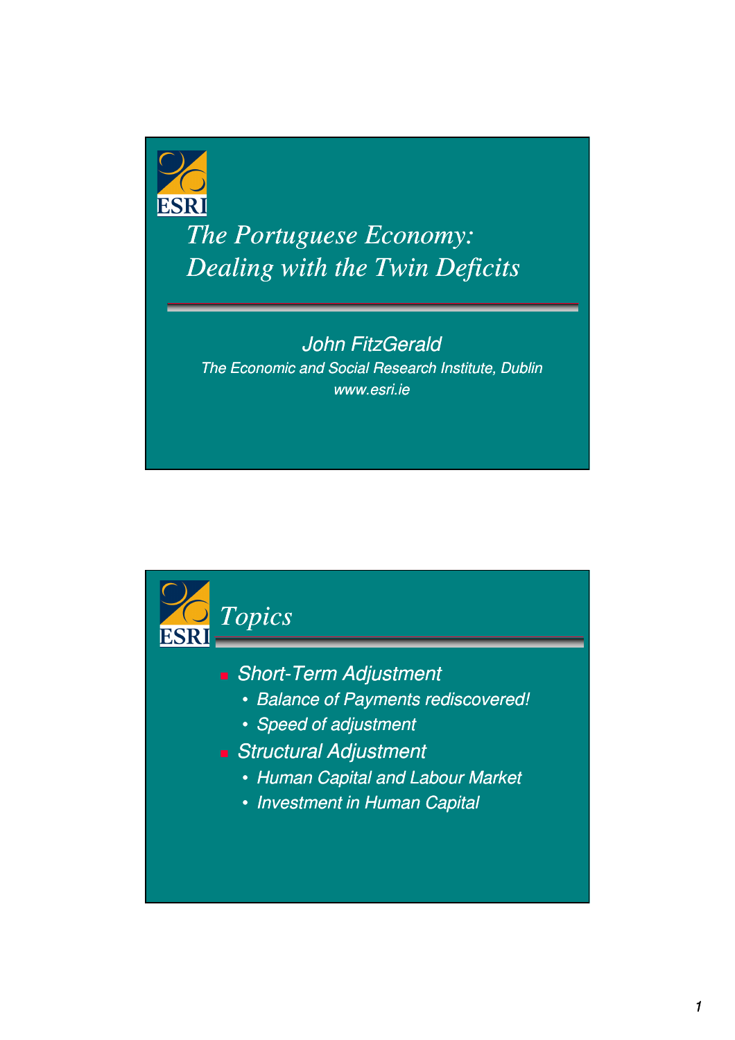# The Portuguese Economy: Dealing with the Twin Deficits

*John FitzGerald*

*The Economic and Social Research Institute, Dublin*

*www.esri.ie*

## Topics

- *Short-Term Adjustment*
  - *Balance of Payments rediscovered!*
  - *Speed of adjustment*
- *Structural Adjustment*
  - *Human Capital and Labour Market*
  - *Investment in Human Capital*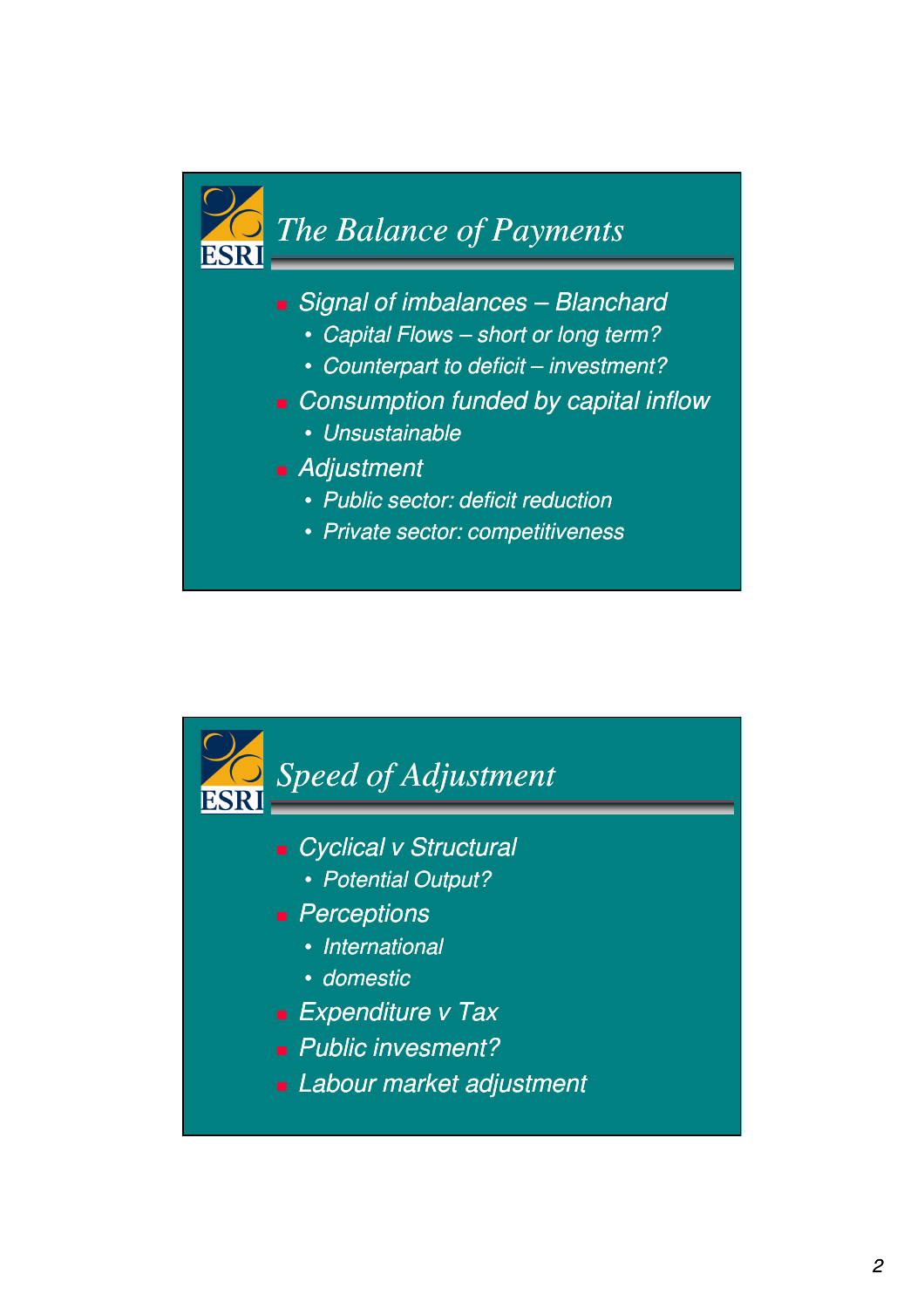## The Balance of Payments

- Signal of imbalances – Blanchard
  - Capital Flows – short or long term?
  - Counterpart to deficit – investment?
- Consumption funded by capital inflow
  - Unsustainable
- Adjustment
  - Public sector: deficit reduction
  - Private sector: competitiveness

## Speed of Adjustment

- Cyclical v Structural
  - Potential Output?
- Perceptions
  - International
  - domestic
- Expenditure v Tax
- Public invesment?
- Labour market adjustment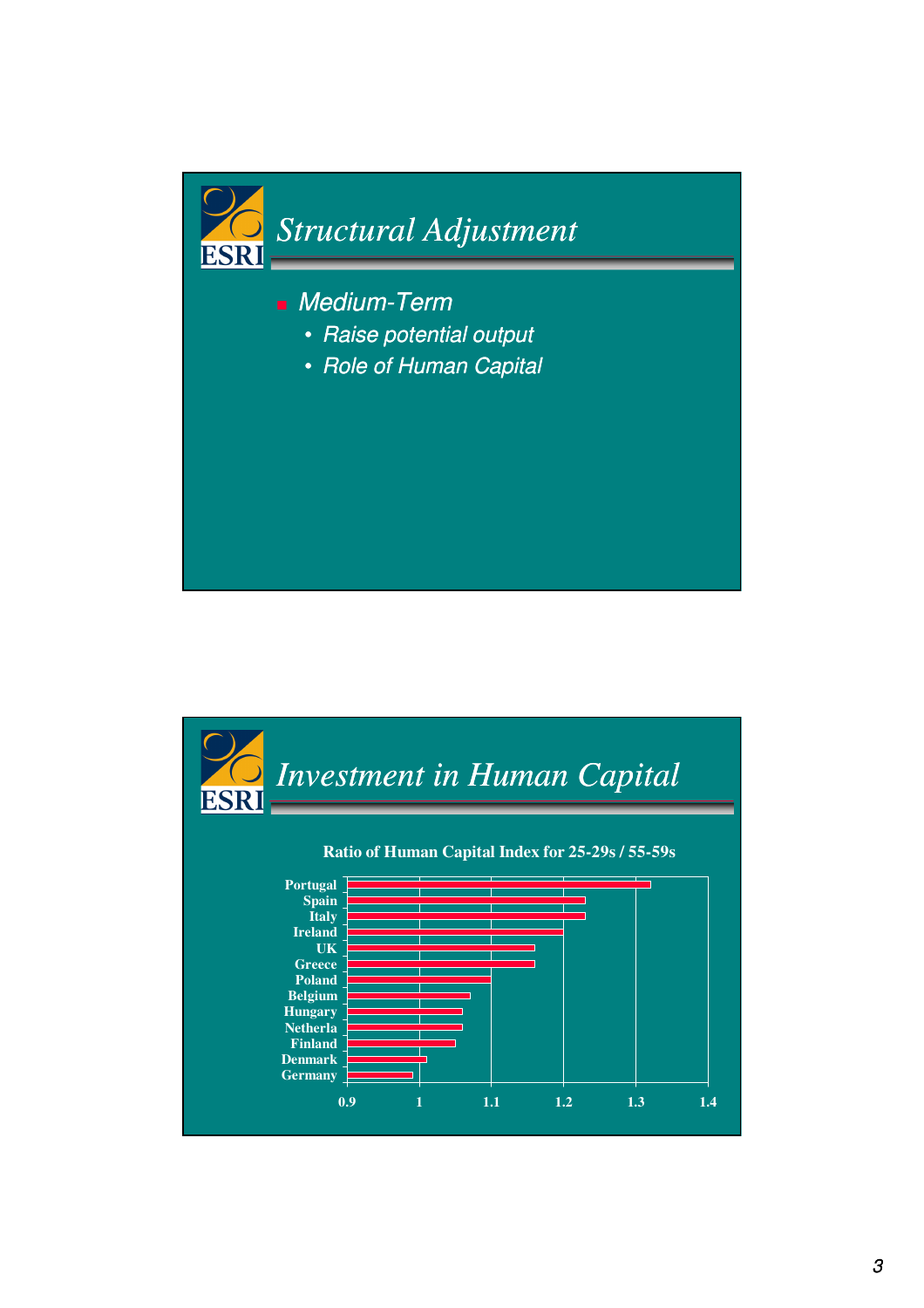## Structural Adjustment

- *Medium-Term*
  - *Raise potential output*
  - *Role of Human Capital*

## Investment in Human Capital

**Ratio of Human Capital Index for 25-29s / 55-59s**

| Country | Ratio (approx.) |
|---|---|
| Portugal | 1.32 |
| Spain | 1.23 |
| Italy | 1.23 |
| Ireland | 1.2 |
| UK | 1.16 |
| Greece | 1.16 |
| Poland | 1.1 |
| Belgium | 1.07 |
| Hungary | 1.06 |
| Netherla | 1.06 |
| Finland | 1.05 |
| Denmark | 1.01 |
| Germany | 0.99 |

Axis: 0.9, 1, 1.1, 1.2, 1.3, 1.4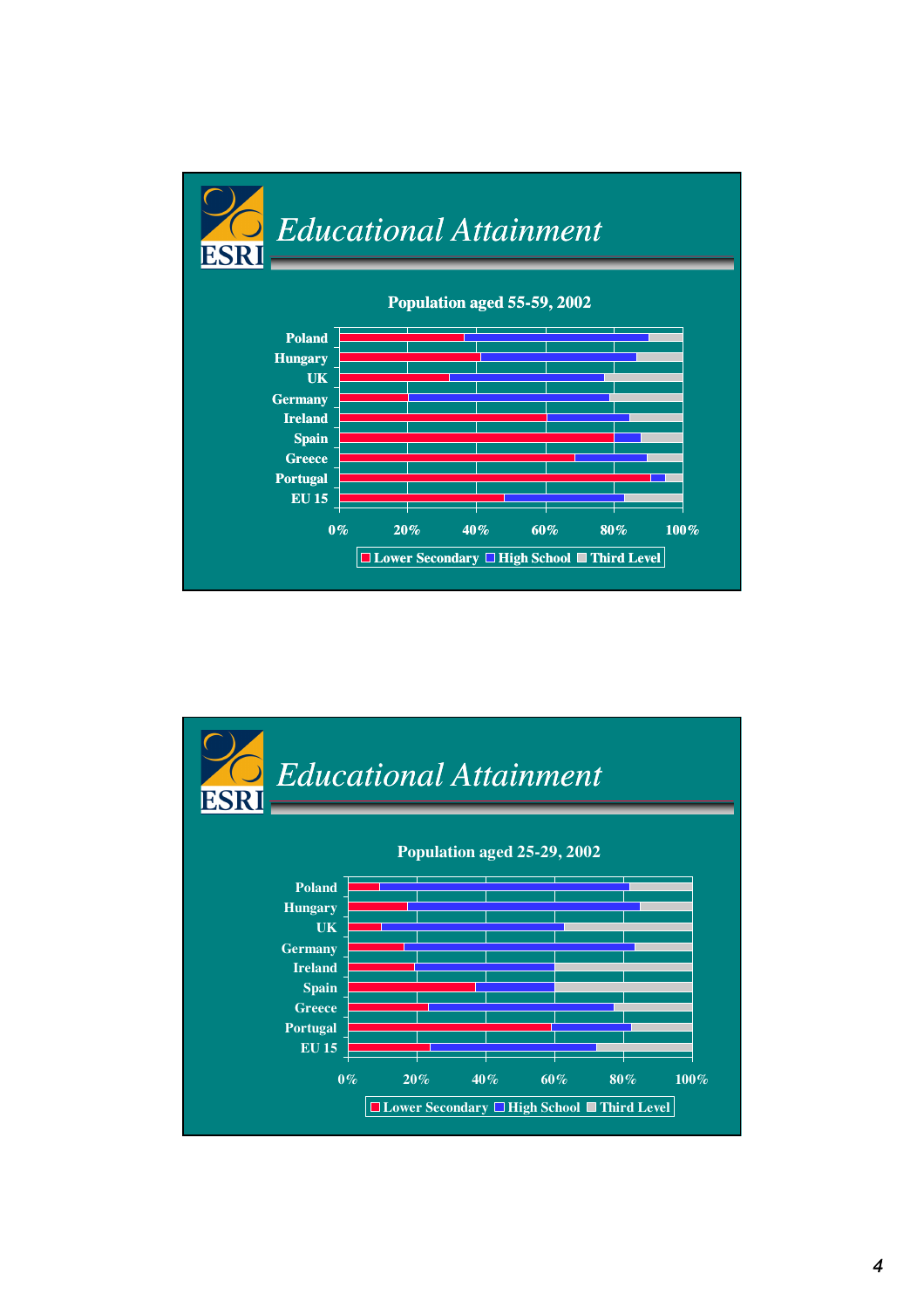## Educational Attainment

**Population aged 55-59, 2002**

Countries: Poland, Hungary, UK, Germany, Ireland, Spain, Greece, Portugal, EU 15

Axis: 0%, 20%, 40%, 60%, 80%, 100%

Legend: Lower Secondary, High School, Third Level

## Educational Attainment

**Population aged 25-29, 2002**

Countries: Poland, Hungary, UK, Germany, Ireland, Spain, Greece, Portugal, EU 15

Axis: 0%, 20%, 40%, 60%, 80%, 100%

Legend: Lower Secondary, High School, Third Level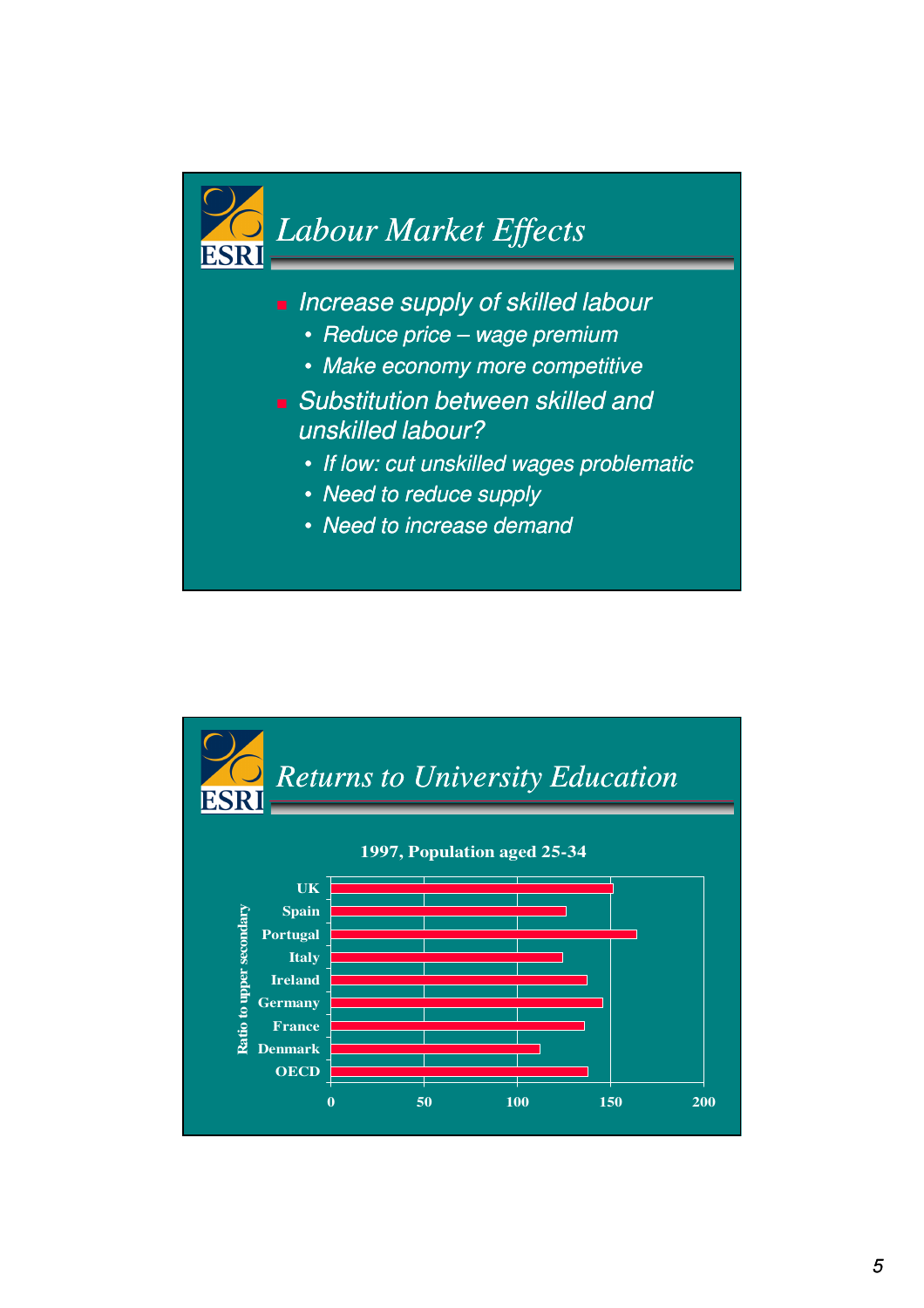## *Labour Market Effects*

- *Increase supply of skilled labour*
  - *Reduce price – wage premium*
  - *Make economy more competitive*
- *Substitution between skilled and unskilled labour?*
  - *If low: cut unskilled wages problematic*
  - *Need to reduce supply*
  - *Need to increase demand*

## *Returns to University Education*

**1997, Population aged 25-34**

| Country | Ratio to upper secondary (approx.) |
|---|---|
| UK | 151 |
| Spain | 126 |
| Portugal | 164 |
| Italy | 124 |
| Ireland | 137 |
| Germany | 145 |
| France | 136 |
| Denmark | 112 |
| OECD | 137 |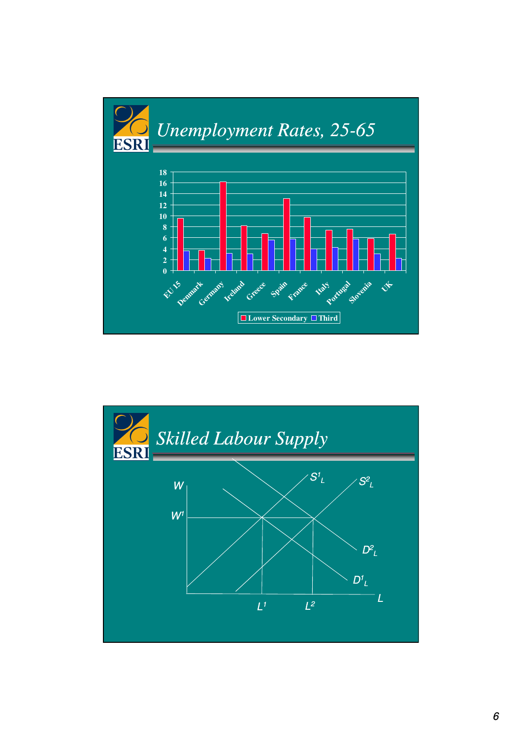# Unemployment Rates, 25-65

| | Lower Secondary | Third |
|---|---|---|
| EU 15 | 9.6 | 3.7 |
| Denmark | 3.8 | 2.3 |
| Germany | 16.2 | 3.2 |
| Ireland | 8.2 | 3.1 |
| Greece | 6.8 | 5.6 |
| Spain | 13.2 | 5.8 |
| France | 9.8 | 4.0 |
| Italy | 7.4 | 4.3 |
| Portugal | 7.6 | 5.8 |
| Slovenia | 5.9 | 3.1 |
| UK | 6.7 | 2.3 |

# Skilled Labour Supply

W, $W^1$, $S^1_L$, $S^2_L$, $D^2_L$, $D^1_L$, L, $L^1$, $L^2$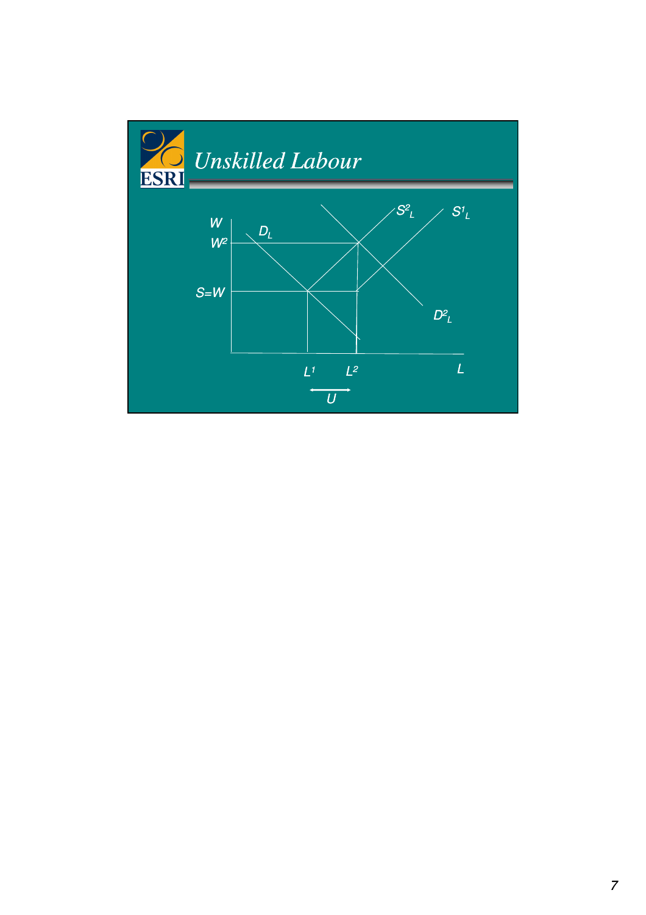# *Unskilled Labour*

$W$

$W^2$

$S=W$

$D_L$

$S^2_L$

$S^1_L$

$D^2_L$

$L^1$

$L^2$

$L$

$U$